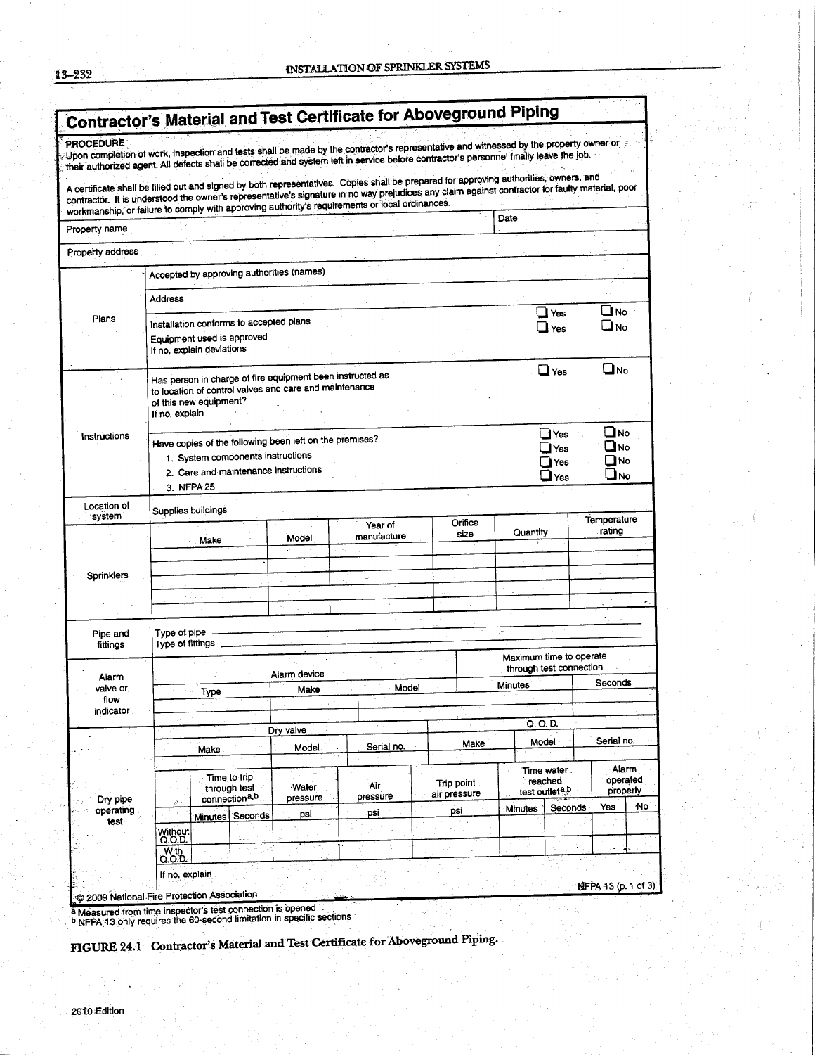# Contractor's Material and Test Certificate for Aboveground Piping

**PROCEDURE**

Upon completion of work, inspection and tests shall be made by the contractor's representative and witnessed by the property owner or their authorized agent. All defects shall be corrected and system left in service before contractor's personnel finally leave the job.

A certificate shall be filled out and signed by both representatives. Copies shall be prepared for approving authorities, owners, and contractor. It is understood the owner's representative's signature in no way prejudices any claim against contractor for faulty material, poor workmanship, or failure to comply with approving authority's requirements or local ordinances.

| Property name | | Date |
|---|---|---|
| Property address | | |

| | | | |
|---|---|---|---|
| Plans | Accepted by approving authorities (names) | | |
| | Address | | |
| | Installation conforms to accepted plans | ☐ Yes | ☐ No |
| | Equipment used is approved<br>If no, explain deviations | ☐ Yes | ☐ No |
| Instructions | Has person in charge of fire equipment been instructed as to location of control valves and care and maintenance of this new equipment?<br>If no, explain | ☐ Yes | ☐ No |
| | Have copies of the following been left on the premises? | ☐ Yes | ☐ No |
| | 1. System components instructions | ☐ Yes | ☐ No |
| | 2. Care and maintenance instructions | ☐ Yes | ☐ No |
| | 3. NFPA 25 | ☐ Yes | ☐ No |
| Location of system | Supplies buildings | | |

**Sprinklers**

| Make | Model | Year of manufacture | Orifice size | Quantity | Temperature rating |
|---|---|---|---|---|---|
| | | | | | |
| | | | | | |
| | | | | | |
| | | | | | |
| | | | | | |

**Pipe and fittings**

Type of pipe

Type of fittings

**Alarm valve or flow indicator**

| Alarm device | | | Maximum time to operate through test connection | |
|---|---|---|---|---|
| Type | Make | Model | Minutes | Seconds |
| | | | | |
| | | | | |

**Dry pipe operating test**

| Dry valve | | | Q. O. D. | | |
|---|---|---|---|---|---|
| Make | Model | Serial no. | Make | Model | Serial no. |
| | | | | | |

| | Time to trip through test connection[a,b] | | Water pressure | Air pressure | Trip point air pressure | Time water reached test outlet[a,b] | | Alarm operated properly | |
|---|---|---|---|---|---|---|---|---|---|
| | Minutes | Seconds | psi | psi | psi | Minutes | Seconds | Yes | No |
| Without Q.O.D. | | | | | | | | | |
| With Q.O.D. | | | | | | | | | |

If no, explain

© 2009 National Fire Protection Association

NFPA 13 (p. 1 of 3)

[a] Measured from time inspector's test connection is opened

[b] NFPA 13 only requires the 60-second limitation in specific sections

**FIGURE 24.1 Contractor's Material and Test Certificate for Aboveground Piping.**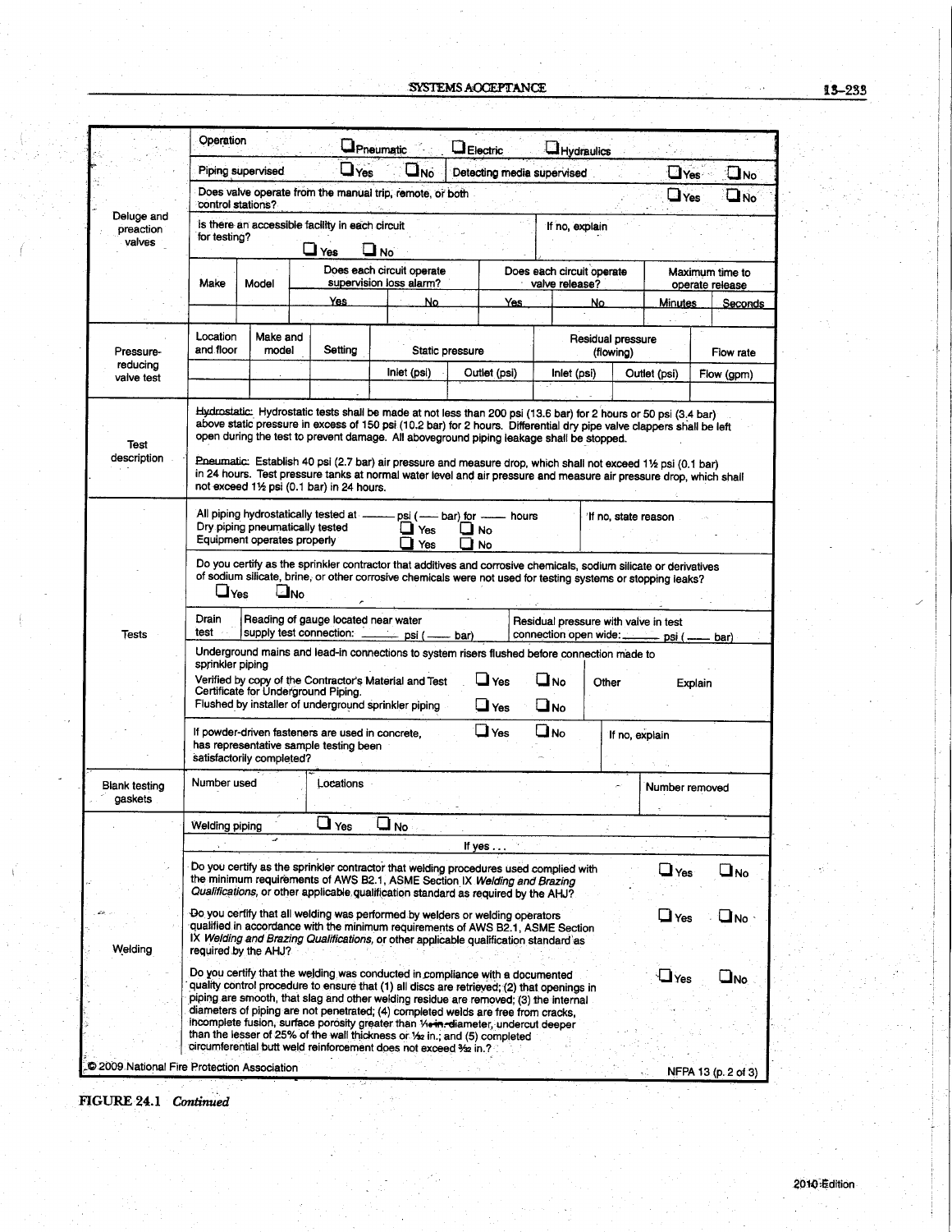| Deluge and preaction valves | | | | | | | | |
|---|---|---|---|---|---|---|---|---|
| Operation | ☐ Pneumatic | ☐ Electric | ☐ Hydraulics | | | | | |
| Piping supervised | ☐ Yes ☐ No | Detecting media supervised | ☐ Yes ☐ No | | | | | |
| Does valve operate from the manual trip, remote, or both control stations? | ☐ Yes ☐ No | | | | | | | |
| Is there an accessible facility in each circuit for testing? ☐ Yes ☐ No | If no, explain | | | | | | | |
| Make | Model | Does each circuit operate supervision loss alarm? | | Does each circuit operate valve release? | | Maximum time to operate release | | |
| | | Yes | No | Yes | No | Minutes | Seconds | |
| | | | | | | | | |

| Pressure-reducing valve test | | | | | | | |
|---|---|---|---|---|---|---|---|
| Location and floor | Make and model | Setting | Static pressure | | Residual pressure (flowing) | | Flow rate |
| | | | Inlet (psi) | Outlet (psi) | Inlet (psi) | Outlet (psi) | Flow (gpm) |
| | | | | | | | |

**Test description**

Hydrostatic: Hydrostatic tests shall be made at not less than 200 psi (13.6 bar) for 2 hours or 50 psi (3.4 bar) above static pressure in excess of 150 psi (10.2 bar) for 2 hours. Differential dry pipe valve clappers shall be left open during the test to prevent damage. All aboveground piping leakage shall be stopped.

Pneumatic: Establish 40 psi (2.7 bar) air pressure and measure drop, which shall not exceed 1½ psi (0.1 bar) in 24 hours. Test pressure tanks at normal water level and air pressure and measure air pressure drop, which shall not exceed 1½ psi (0.1 bar) in 24 hours.

**Tests**

| | |
|---|---|
| All piping hydrostatically tested at ____ psi (____ bar) for ____ hours<br>Dry piping pneumatically tested ☐ Yes ☐ No<br>Equipment operates properly ☐ Yes ☐ No | If no, state reason |

Do you certify as the sprinkler contractor that additives and corrosive chemicals, sodium silicate or derivatives of sodium silicate, brine, or other corrosive chemicals were not used for testing systems or stopping leaks? ☐ Yes ☐ No

| Drain test | Reading of gauge located near water supply test connection: ____ psi (____ bar) | Residual pressure with valve in test connection open wide: ____ psi (____ bar) |
|---|---|---|

Underground mains and lead-in connections to system risers flushed before connection made to sprinkler piping

| | | | | |
|---|---|---|---|---|
| Verified by copy of the Contractor's Material and Test Certificate for Underground Piping. | ☐ Yes | ☐ No | Other | Explain |
| Flushed by installer of underground sprinkler piping | ☐ Yes | ☐ No | | |

| | | | |
|---|---|---|---|
| If powder-driven fasteners are used in concrete, has representative sample testing been satisfactorily completed? | ☐ Yes | ☐ No | If no, explain |

| Blank testing gaskets | | |
|---|---|---|
| Number used | Locations | Number removed |
| | | |

**Welding**

Welding piping ☐ Yes ☐ No

If yes . . .

| | | |
|---|---|---|
| Do you certify as the sprinkler contractor that welding procedures used complied with the minimum requirements of AWS B2.1, ASME Section IX *Welding and Brazing Qualifications*, or other applicable qualification standard as required by the AHJ? | ☐ Yes | ☐ No |
| Do you certify that all welding was performed by welders or welding operators qualified in accordance with the minimum requirements of AWS B2.1, ASME Section IX *Welding and Brazing Qualifications*, or other applicable qualification standard as required by the AHJ? | ☐ Yes | ☐ No |
| Do you certify that the welding was conducted in compliance with a documented quality control procedure to ensure that (1) all discs are retrieved; (2) that openings in piping are smooth, that slag and other welding residue are removed; (3) the internal diameters of piping are not penetrated; (4) completed welds are free from cracks, incomplete fusion, surface porosity greater than 1⁄16 in. diameter, undercut deeper than the lesser of 25% of the wall thickness or 1⁄32 in.; and (5) completed circumferential butt weld reinforcement does not exceed 3⁄32 in.? | ☐ Yes | ☐ No |

© 2009 National Fire Protection Association — NFPA 13 (p. 2 of 3)

FIGURE 24.1 *Continued*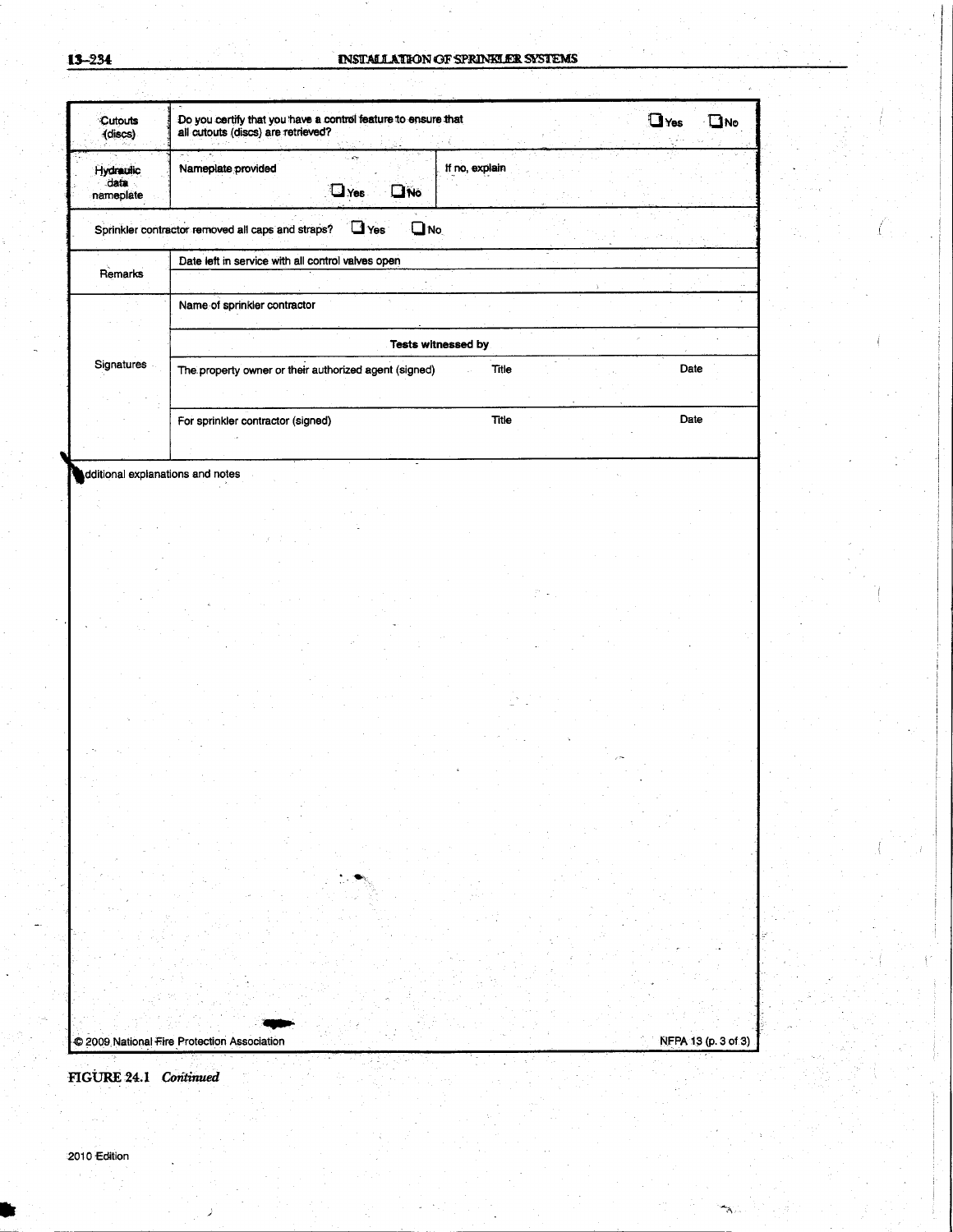| | | | |
|---|---|---|---|
| Cutouts (discs) | Do you certify that you have a control feature to ensure that all cutouts (discs) are retrieved? | | ☐ Yes ☐ No |
| Hydraulic data nameplate | Nameplate provided ☐ Yes ☐ No | If no, explain | |
| Sprinkler contractor removed all caps and straps? ☐ Yes ☐ No | | | |
| Remarks | Date left in service with all control valves open | | |
| Signatures | Name of sprinkler contractor | | |
| | Tests witnessed by | | |
| | The property owner or their authorized agent (signed) | Title | Date |
| | For sprinkler contractor (signed) | Title | Date |

Additional explanations and notes

© 2009 National Fire Protection Association — NFPA 13 (p. 3 of 3)

**FIGURE 24.1** *Continued*